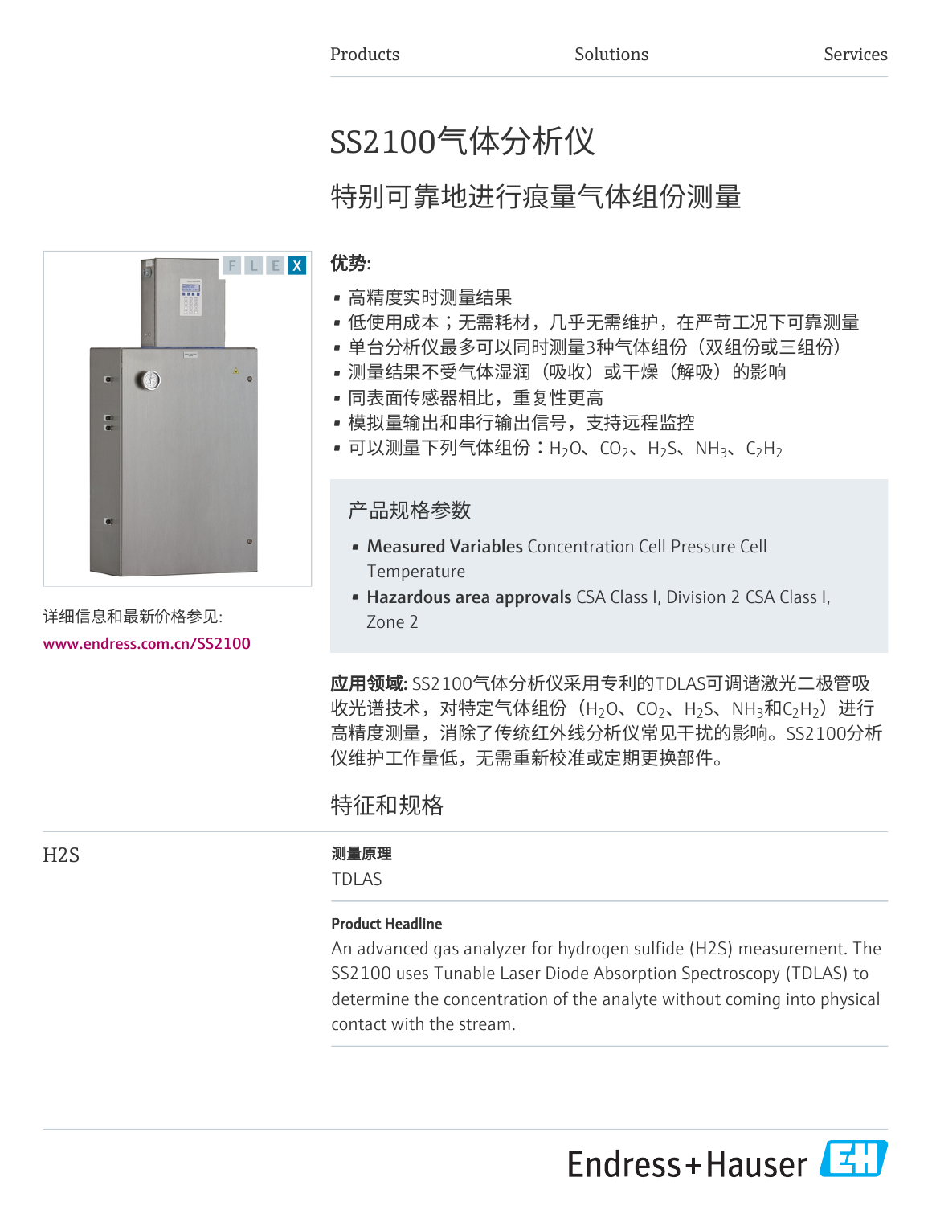Products Solutions Services

# SS2100气体分析仪

## 特别可靠地进行痕量气体组份测量

**优势:**

- 高精度实时测量结果
- 低使用成本；无需耗材，几乎无需维护，在严苛工况下可靠测量
- 单台分析仪最多可以同时测量3种气体组份（双组份或三组份）
- 测量结果不受气体湿润（吸收）或干燥（解吸）的影响
- 同表面传感器相比，重复性更高
- 模拟量输出和串行输出信号，支持远程监控
- 可以测量下列气体组份：$H_2O$、$CO_2$、$H_2S$、$NH_3$、$C_2H_2$

详细信息和最新价格参见:

www.endress.com.cn/SS2100

### 产品规格参数

- **Measured Variables** Concentration Cell Pressure Cell Temperature
- **Hazardous area approvals** CSA Class I, Division 2 CSA Class I, Zone 2

**应用领域:** SS2100气体分析仪采用专利的TDLAS可调谐激光二极管吸收光谱技术，对特定气体组份（$H_2O$、$CO_2$、$H_2S$、$NH_3$和$C_2H_2$）进行高精度测量，消除了传统红外线分析仪常见干扰的影响。SS2100分析仪维护工作量低，无需重新校准或定期更换部件。

## 特征和规格

### H2S

**测量原理**

TDLAS

**Product Headline**

An advanced gas analyzer for hydrogen sulfide (H2S) measurement. The SS2100 uses Tunable Laser Diode Absorption Spectroscopy (TDLAS) to determine the concentration of the analyte without coming into physical contact with the stream.

Endress+Hauser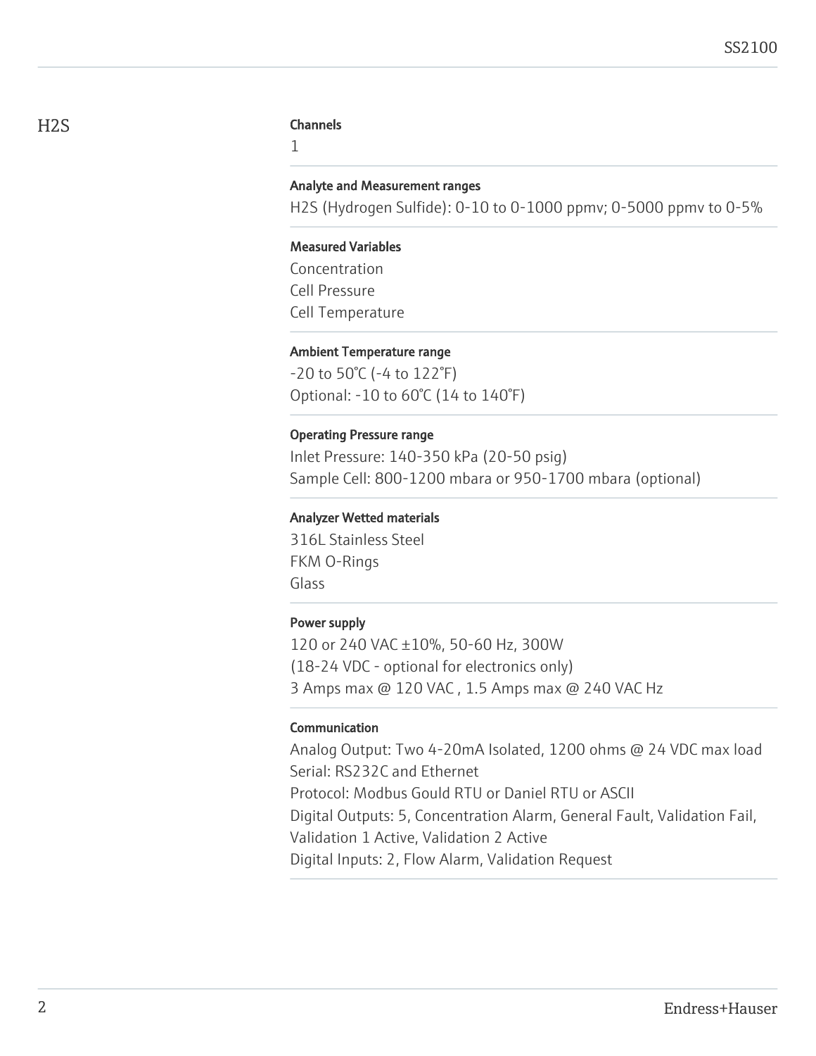## H2S

### Channels

1

### Analyte and Measurement ranges

H2S (Hydrogen Sulfide): 0-10 to 0-1000 ppmv; 0-5000 ppmv to 0-5%

### Measured Variables

Concentration
Cell Pressure
Cell Temperature

### Ambient Temperature range

-20 to 50°C (-4 to 122°F)
Optional: -10 to 60°C (14 to 140°F)

### Operating Pressure range

Inlet Pressure: 140-350 kPa (20-50 psig)
Sample Cell: 800-1200 mbara or 950-1700 mbara (optional)

### Analyzer Wetted materials

316L Stainless Steel
FKM O-Rings
Glass

### Power supply

120 or 240 VAC ±10%, 50-60 Hz, 300W
(18-24 VDC - optional for electronics only)
3 Amps max @ 120 VAC , 1.5 Amps max @ 240 VAC Hz

### Communication

Analog Output: Two 4-20mA Isolated, 1200 ohms @ 24 VDC max load
Serial: RS232C and Ethernet
Protocol: Modbus Gould RTU or Daniel RTU or ASCII
Digital Outputs: 5, Concentration Alarm, General Fault, Validation Fail, Validation 1 Active, Validation 2 Active
Digital Inputs: 2, Flow Alarm, Validation Request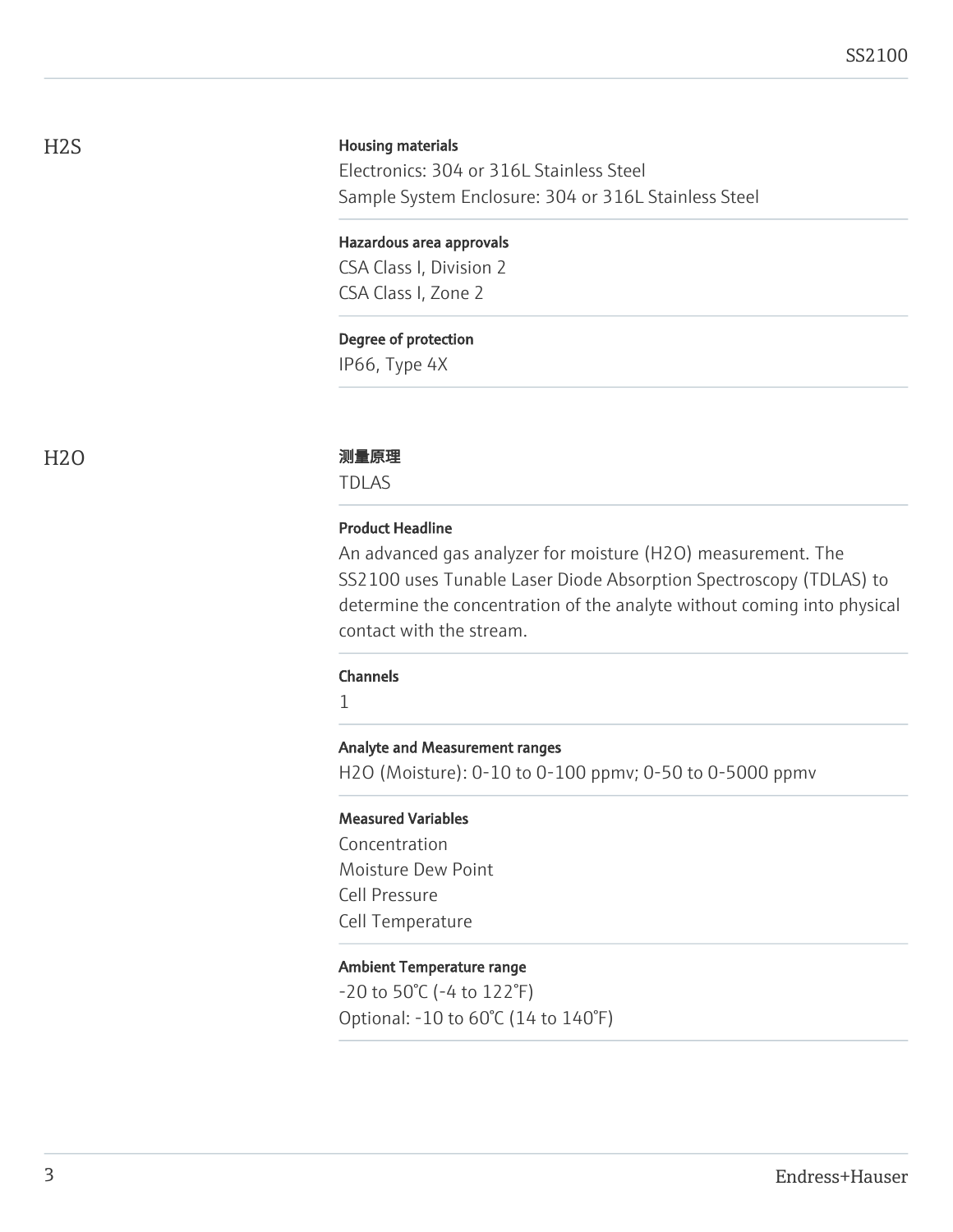## H2S

**Housing materials**

Electronics: 304 or 316L Stainless Steel
Sample System Enclosure: 304 or 316L Stainless Steel

**Hazardous area approvals**

CSA Class I, Division 2
CSA Class I, Zone 2

**Degree of protection**

IP66, Type 4X

## H2O

**测量原理**

TDLAS

**Product Headline**

An advanced gas analyzer for moisture ($H_2O$) measurement. The SS2100 uses Tunable Laser Diode Absorption Spectroscopy (TDLAS) to determine the concentration of the analyte without coming into physical contact with the stream.

**Channels**

1

**Analyte and Measurement ranges**

$H_2O$ (Moisture): 0-10 to 0-100 ppmv; 0-50 to 0-5000 ppmv

**Measured Variables**

Concentration
Moisture Dew Point
Cell Pressure
Cell Temperature

**Ambient Temperature range**

-20 to 50°C (-4 to 122°F)
Optional: -10 to 60°C (14 to 140°F)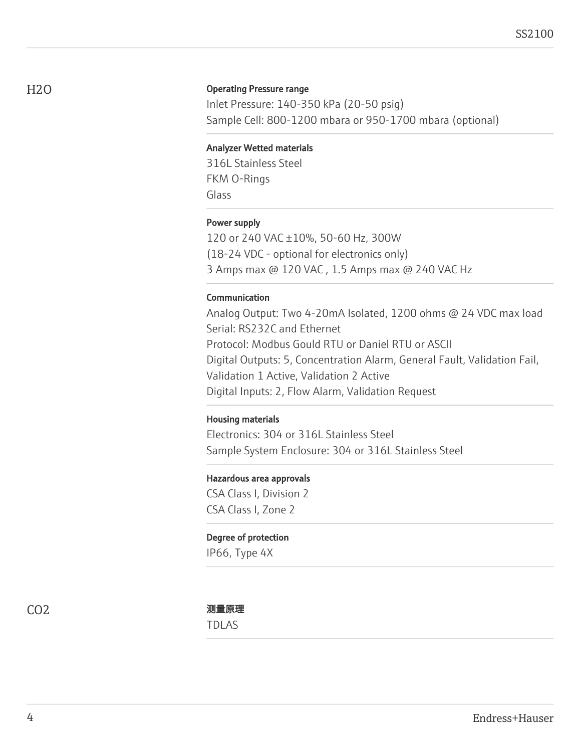## H2O

### Operating Pressure range

Inlet Pressure: 140-350 kPa (20-50 psig)
Sample Cell: 800-1200 mbara or 950-1700 mbara (optional)

### Analyzer Wetted materials

316L Stainless Steel
FKM O-Rings
Glass

### Power supply

120 or 240 VAC ±10%, 50-60 Hz, 300W
(18-24 VDC - optional for electronics only)
3 Amps max @ 120 VAC , 1.5 Amps max @ 240 VAC Hz

### Communication

Analog Output: Two 4-20mA Isolated, 1200 ohms @ 24 VDC max load
Serial: RS232C and Ethernet
Protocol: Modbus Gould RTU or Daniel RTU or ASCII
Digital Outputs: 5, Concentration Alarm, General Fault, Validation Fail, Validation 1 Active, Validation 2 Active
Digital Inputs: 2, Flow Alarm, Validation Request

### Housing materials

Electronics: 304 or 316L Stainless Steel
Sample System Enclosure: 304 or 316L Stainless Steel

### Hazardous area approvals

CSA Class I, Division 2
CSA Class I, Zone 2

### Degree of protection

IP66, Type 4X

## CO2

### 测量原理

TDLAS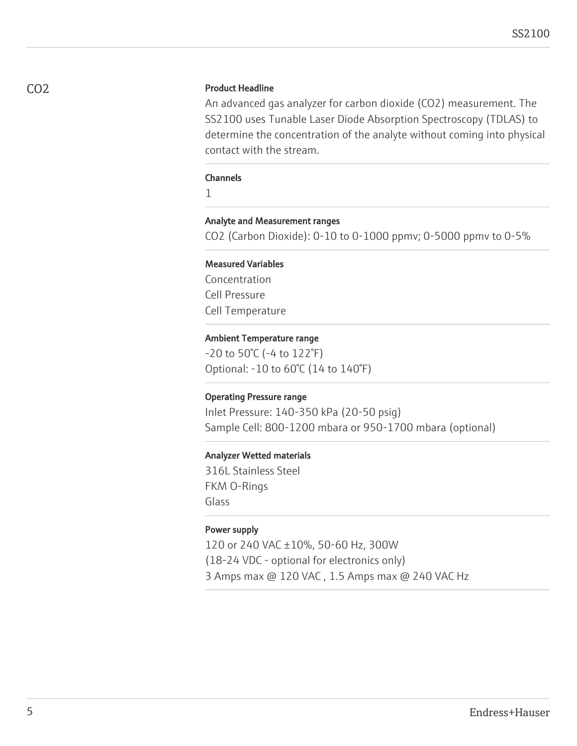## CO2

### Product Headline

An advanced gas analyzer for carbon dioxide ($CO_2$) measurement. The SS2100 uses Tunable Laser Diode Absorption Spectroscopy (TDLAS) to determine the concentration of the analyte without coming into physical contact with the stream.

### Channels

1

### Analyte and Measurement ranges

$CO_2$ (Carbon Dioxide): 0-10 to 0-1000 ppmv; 0-5000 ppmv to 0-5%

### Measured Variables

Concentration
Cell Pressure
Cell Temperature

### Ambient Temperature range

-20 to 50°C (-4 to 122°F)
Optional: -10 to 60°C (14 to 140°F)

### Operating Pressure range

Inlet Pressure: 140-350 kPa (20-50 psig)
Sample Cell: 800-1200 mbara or 950-1700 mbara (optional)

### Analyzer Wetted materials

316L Stainless Steel
FKM O-Rings
Glass

### Power supply

120 or 240 VAC ±10%, 50-60 Hz, 300W
(18-24 VDC - optional for electronics only)
3 Amps max @ 120 VAC , 1.5 Amps max @ 240 VAC Hz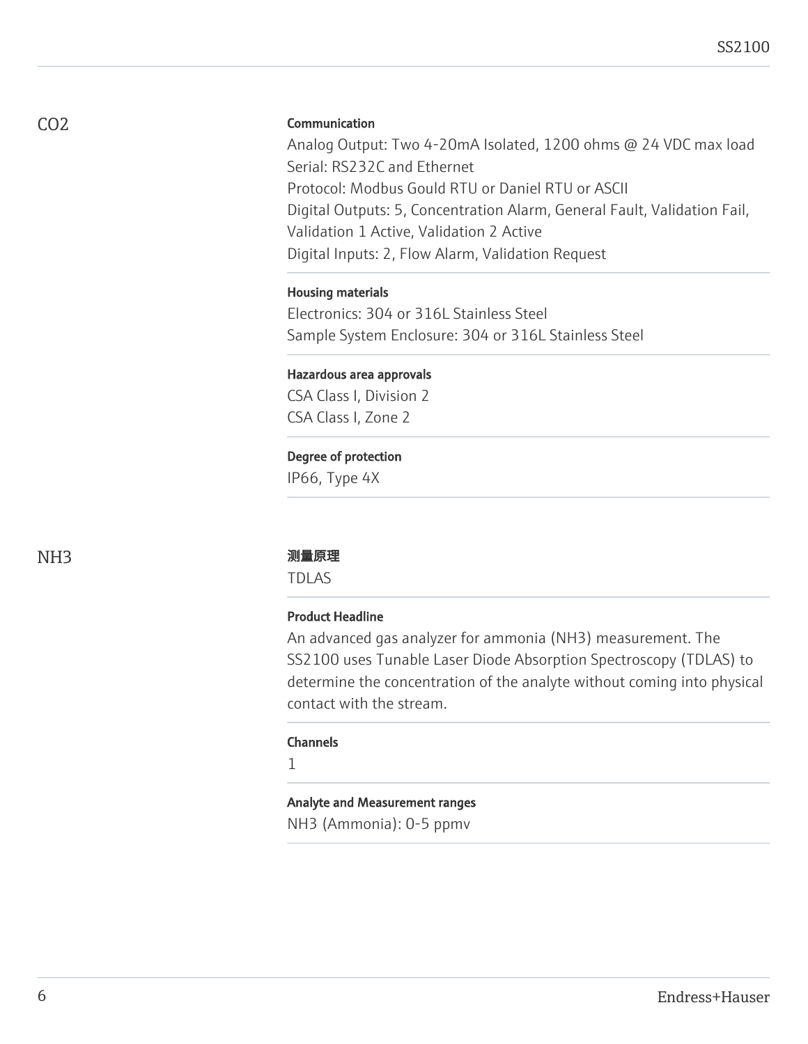## CO2

### Communication

Analog Output: Two 4-20mA Isolated, 1200 ohms @ 24 VDC max load
Serial: RS232C and Ethernet
Protocol: Modbus Gould RTU or Daniel RTU or ASCII
Digital Outputs: 5, Concentration Alarm, General Fault, Validation Fail, Validation 1 Active, Validation 2 Active
Digital Inputs: 2, Flow Alarm, Validation Request

### Housing materials

Electronics: 304 or 316L Stainless Steel
Sample System Enclosure: 304 or 316L Stainless Steel

### Hazardous area approvals

CSA Class I, Division 2
CSA Class I, Zone 2

### Degree of protection

IP66, Type 4X

## NH3

### 测量原理

TDLAS

### Product Headline

An advanced gas analyzer for ammonia ($NH_3$) measurement. The SS2100 uses Tunable Laser Diode Absorption Spectroscopy (TDLAS) to determine the concentration of the analyte without coming into physical contact with the stream.

### Channels

1

### Analyte and Measurement ranges

$NH_3$ (Ammonia): 0-5 ppmv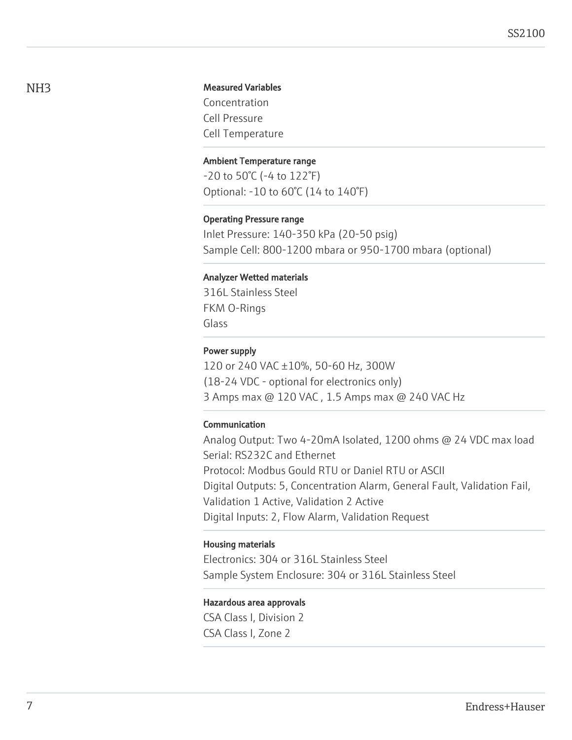## $NH_3$

**Measured Variables**

Concentration
Cell Pressure
Cell Temperature

**Ambient Temperature range**

-20 to 50°C (-4 to 122°F)
Optional: -10 to 60°C (14 to 140°F)

**Operating Pressure range**

Inlet Pressure: 140-350 kPa (20-50 psig)
Sample Cell: 800-1200 mbara or 950-1700 mbara (optional)

**Analyzer Wetted materials**

316L Stainless Steel
FKM O-Rings
Glass

**Power supply**

120 or 240 VAC ±10%, 50-60 Hz, 300W
(18-24 VDC - optional for electronics only)
3 Amps max @ 120 VAC , 1.5 Amps max @ 240 VAC Hz

**Communication**

Analog Output: Two 4-20mA Isolated, 1200 ohms @ 24 VDC max load
Serial: RS232C and Ethernet
Protocol: Modbus Gould RTU or Daniel RTU or ASCII
Digital Outputs: 5, Concentration Alarm, General Fault, Validation Fail, Validation 1 Active, Validation 2 Active
Digital Inputs: 2, Flow Alarm, Validation Request

**Housing materials**

Electronics: 304 or 316L Stainless Steel
Sample System Enclosure: 304 or 316L Stainless Steel

**Hazardous area approvals**

CSA Class I, Division 2
CSA Class I, Zone 2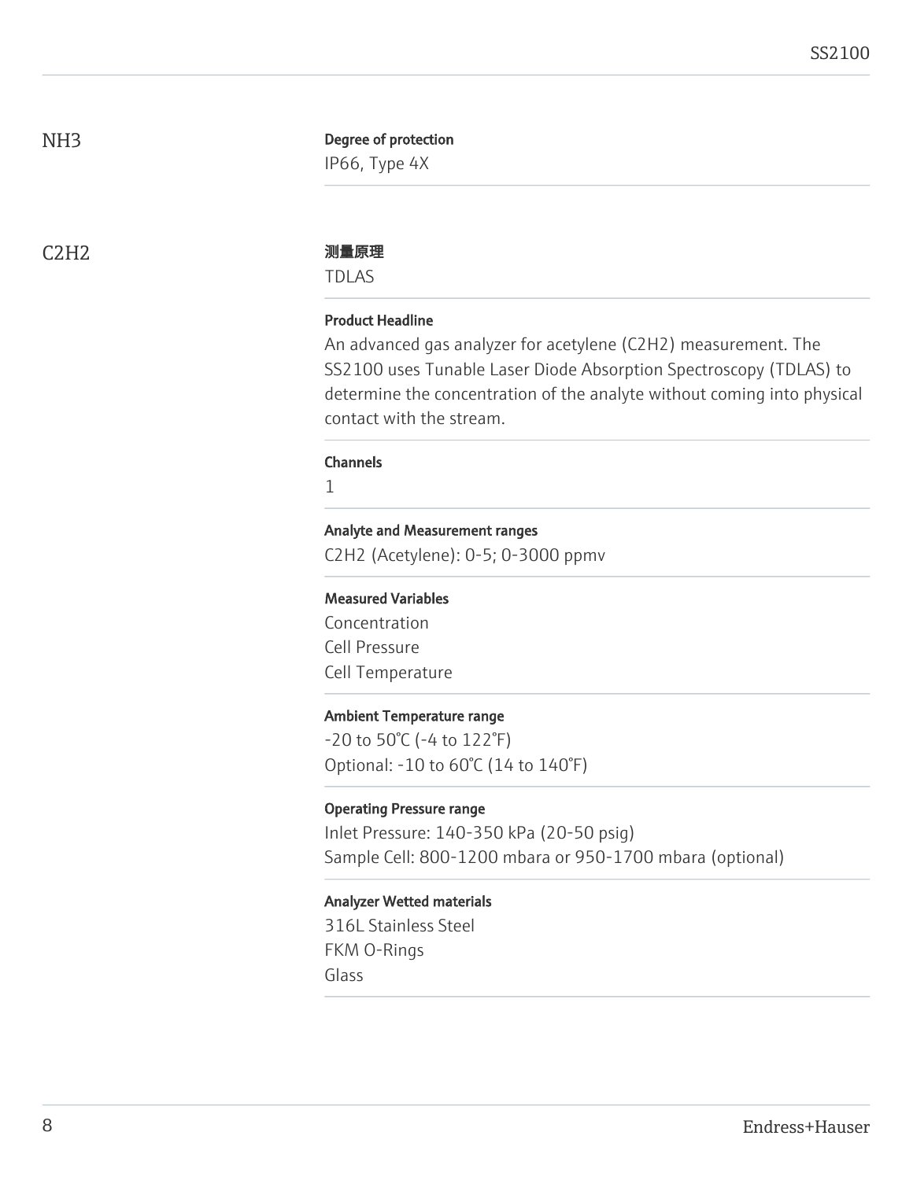## NH3

**Degree of protection**

IP66, Type 4X

## C2H2

**测量原理**

TDLAS

**Product Headline**

An advanced gas analyzer for acetylene ($C_2H_2$) measurement. The SS2100 uses Tunable Laser Diode Absorption Spectroscopy (TDLAS) to determine the concentration of the analyte without coming into physical contact with the stream.

**Channels**

1

**Analyte and Measurement ranges**

$C_2H_2$ (Acetylene): 0-5; 0-3000 ppmv

**Measured Variables**

Concentration
Cell Pressure
Cell Temperature

**Ambient Temperature range**

-20 to 50°C (-4 to 122°F)
Optional: -10 to 60°C (14 to 140°F)

**Operating Pressure range**

Inlet Pressure: 140-350 kPa (20-50 psig)
Sample Cell: 800-1200 mbara or 950-1700 mbara (optional)

**Analyzer Wetted materials**

316L Stainless Steel
FKM O-Rings
Glass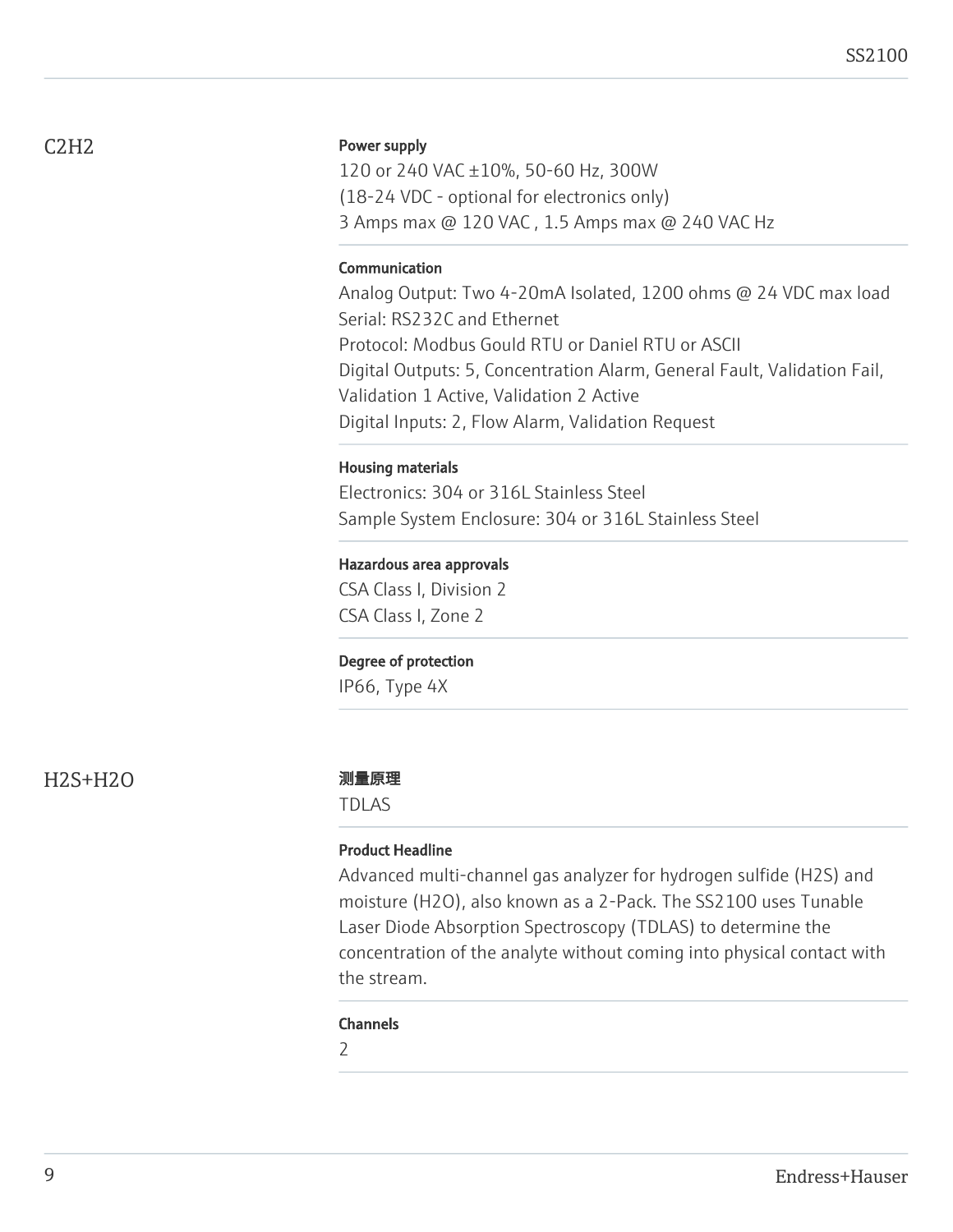## C2H2

**Power supply**

120 or 240 VAC ±10%, 50-60 Hz, 300W
(18-24 VDC - optional for electronics only)
3 Amps max @ 120 VAC , 1.5 Amps max @ 240 VAC Hz

**Communication**

Analog Output: Two 4-20mA Isolated, 1200 ohms @ 24 VDC max load
Serial: RS232C and Ethernet
Protocol: Modbus Gould RTU or Daniel RTU or ASCII
Digital Outputs: 5, Concentration Alarm, General Fault, Validation Fail, Validation 1 Active, Validation 2 Active
Digital Inputs: 2, Flow Alarm, Validation Request

**Housing materials**

Electronics: 304 or 316L Stainless Steel
Sample System Enclosure: 304 or 316L Stainless Steel

**Hazardous area approvals**

CSA Class I, Division 2
CSA Class I, Zone 2

**Degree of protection**

IP66, Type 4X

## H2S+H2O

**测量原理**

TDLAS

**Product Headline**

Advanced multi-channel gas analyzer for hydrogen sulfide (H2S) and moisture (H2O), also known as a 2-Pack. The SS2100 uses Tunable Laser Diode Absorption Spectroscopy (TDLAS) to determine the concentration of the analyte without coming into physical contact with the stream.

**Channels**

2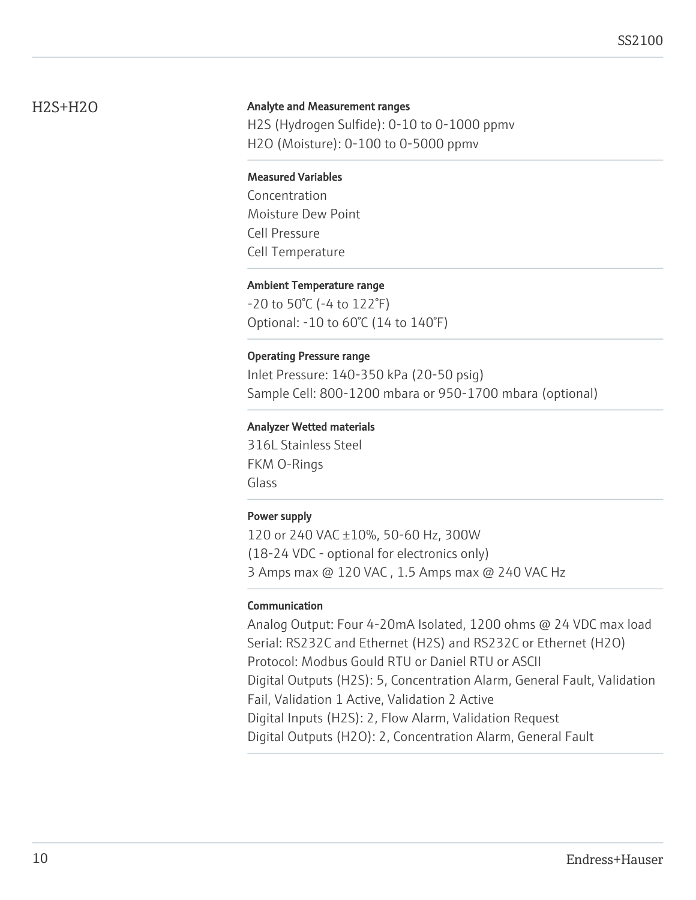## $H_2S$+$H_2O$

### Analyte and Measurement ranges

$H_2S$ (Hydrogen Sulfide): 0-10 to 0-1000 ppmv
$H_2O$ (Moisture): 0-100 to 0-5000 ppmv

### Measured Variables

Concentration
Moisture Dew Point
Cell Pressure
Cell Temperature

### Ambient Temperature range

-20 to 50°C (-4 to 122°F)
Optional: -10 to 60°C (14 to 140°F)

### Operating Pressure range

Inlet Pressure: 140-350 kPa (20-50 psig)
Sample Cell: 800-1200 mbara or 950-1700 mbara (optional)

### Analyzer Wetted materials

316L Stainless Steel
FKM O-Rings
Glass

### Power supply

120 or 240 VAC ±10%, 50-60 Hz, 300W
(18-24 VDC - optional for electronics only)
3 Amps max @ 120 VAC , 1.5 Amps max @ 240 VAC Hz

### Communication

Analog Output: Four 4-20mA Isolated, 1200 ohms @ 24 VDC max load
Serial: RS232C and Ethernet ($H_2S$) and RS232C or Ethernet ($H_2O$)
Protocol: Modbus Gould RTU or Daniel RTU or ASCII
Digital Outputs ($H_2S$): 5, Concentration Alarm, General Fault, Validation Fail, Validation 1 Active, Validation 2 Active
Digital Inputs ($H_2S$): 2, Flow Alarm, Validation Request
Digital Outputs ($H_2O$): 2, Concentration Alarm, General Fault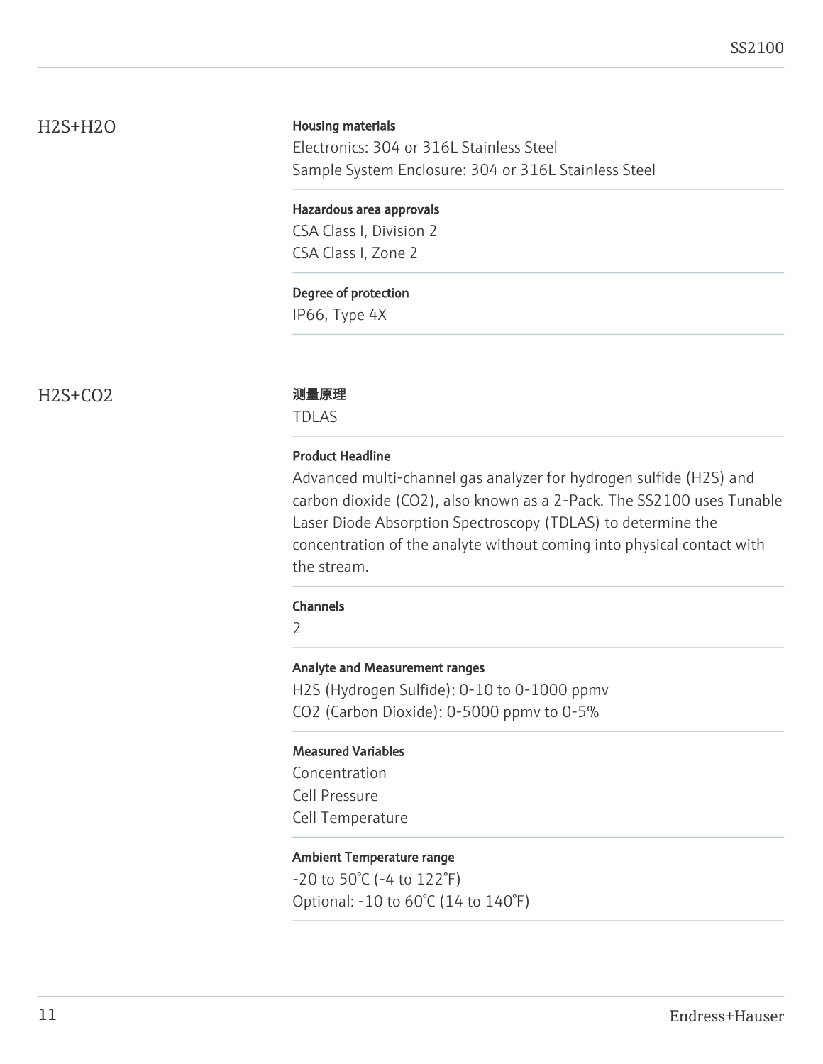## H2S+H2O

**Housing materials**

Electronics: 304 or 316L Stainless Steel
Sample System Enclosure: 304 or 316L Stainless Steel

**Hazardous area approvals**

CSA Class I, Division 2
CSA Class I, Zone 2

**Degree of protection**

IP66, Type 4X

## H2S+CO2

**测量原理**

TDLAS

**Product Headline**

Advanced multi-channel gas analyzer for hydrogen sulfide (H2S) and carbon dioxide (CO2), also known as a 2-Pack. The SS2100 uses Tunable Laser Diode Absorption Spectroscopy (TDLAS) to determine the concentration of the analyte without coming into physical contact with the stream.

**Channels**

2

**Analyte and Measurement ranges**

H2S (Hydrogen Sulfide): 0-10 to 0-1000 ppmv
CO2 (Carbon Dioxide): 0-5000 ppmv to 0-5%

**Measured Variables**

Concentration
Cell Pressure
Cell Temperature

**Ambient Temperature range**

-20 to 50°C (-4 to 122°F)
Optional: -10 to 60°C (14 to 140°F)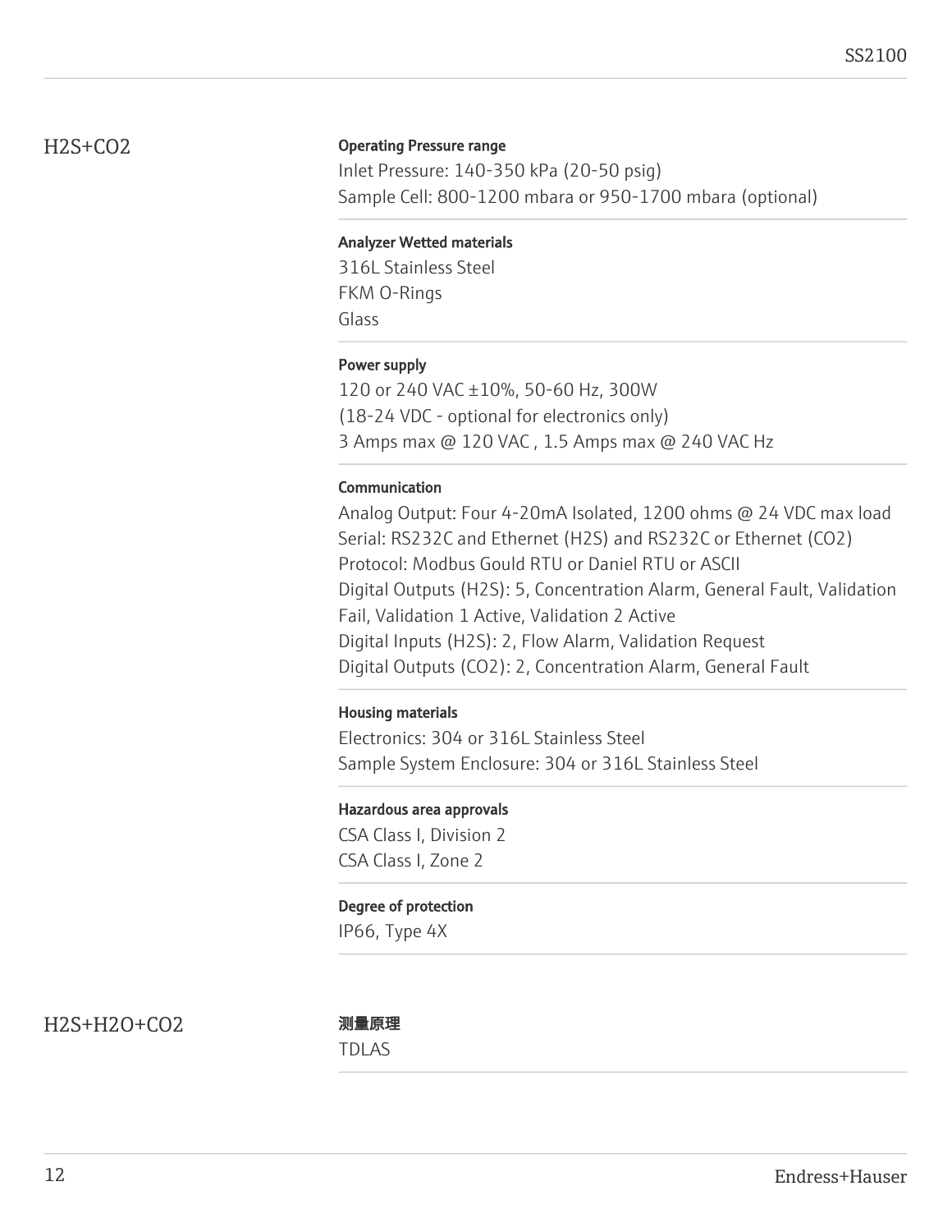## H2S+CO2

**Operating Pressure range**

Inlet Pressure: 140-350 kPa (20-50 psig)
Sample Cell: 800-1200 mbara or 950-1700 mbara (optional)

**Analyzer Wetted materials**

316L Stainless Steel
FKM O-Rings
Glass

**Power supply**

120 or 240 VAC ±10%, 50-60 Hz, 300W
(18-24 VDC - optional for electronics only)
3 Amps max @ 120 VAC , 1.5 Amps max @ 240 VAC Hz

**Communication**

Analog Output: Four 4-20mA Isolated, 1200 ohms @ 24 VDC max load
Serial: RS232C and Ethernet (H2S) and RS232C or Ethernet (CO2)
Protocol: Modbus Gould RTU or Daniel RTU or ASCII
Digital Outputs (H2S): 5, Concentration Alarm, General Fault, Validation Fail, Validation 1 Active, Validation 2 Active
Digital Inputs (H2S): 2, Flow Alarm, Validation Request
Digital Outputs (CO2): 2, Concentration Alarm, General Fault

**Housing materials**

Electronics: 304 or 316L Stainless Steel
Sample System Enclosure: 304 or 316L Stainless Steel

**Hazardous area approvals**

CSA Class I, Division 2
CSA Class I, Zone 2

**Degree of protection**

IP66, Type 4X

## H2S+H2O+CO2

**测量原理**

TDLAS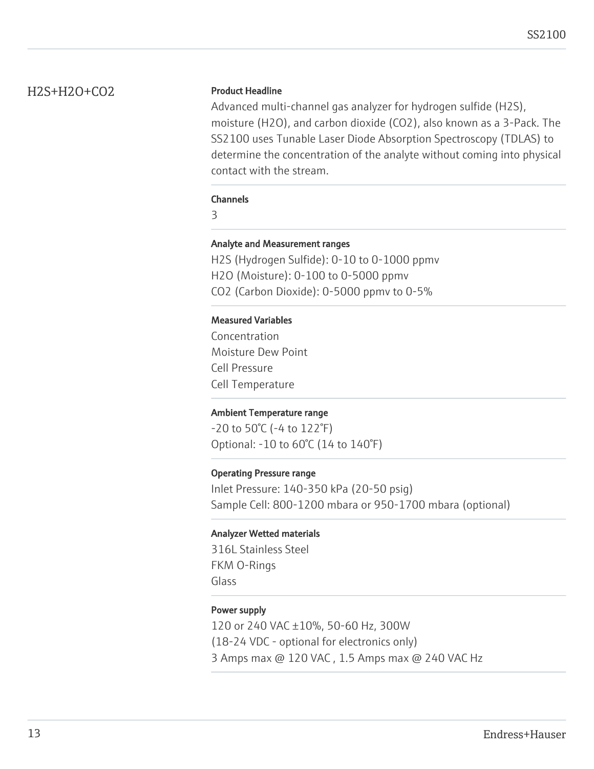## H2S+H2O+CO2

**Product Headline**

Advanced multi-channel gas analyzer for hydrogen sulfide ($H_2S$), moisture ($H_2O$), and carbon dioxide ($CO_2$), also known as a 3-Pack. The SS2100 uses Tunable Laser Diode Absorption Spectroscopy (TDLAS) to determine the concentration of the analyte without coming into physical contact with the stream.

**Channels**

3

**Analyte and Measurement ranges**

$H_2S$ (Hydrogen Sulfide): 0-10 to 0-1000 ppmv
$H_2O$ (Moisture): 0-100 to 0-5000 ppmv
$CO_2$ (Carbon Dioxide): 0-5000 ppmv to 0-5%

**Measured Variables**

Concentration
Moisture Dew Point
Cell Pressure
Cell Temperature

**Ambient Temperature range**

-20 to 50°C (-4 to 122°F)
Optional: -10 to 60°C (14 to 140°F)

**Operating Pressure range**

Inlet Pressure: 140-350 kPa (20-50 psig)
Sample Cell: 800-1200 mbara or 950-1700 mbara (optional)

**Analyzer Wetted materials**

316L Stainless Steel
FKM O-Rings
Glass

**Power supply**

120 or 240 VAC ±10%, 50-60 Hz, 300W
(18-24 VDC - optional for electronics only)
3 Amps max @ 120 VAC , 1.5 Amps max @ 240 VAC Hz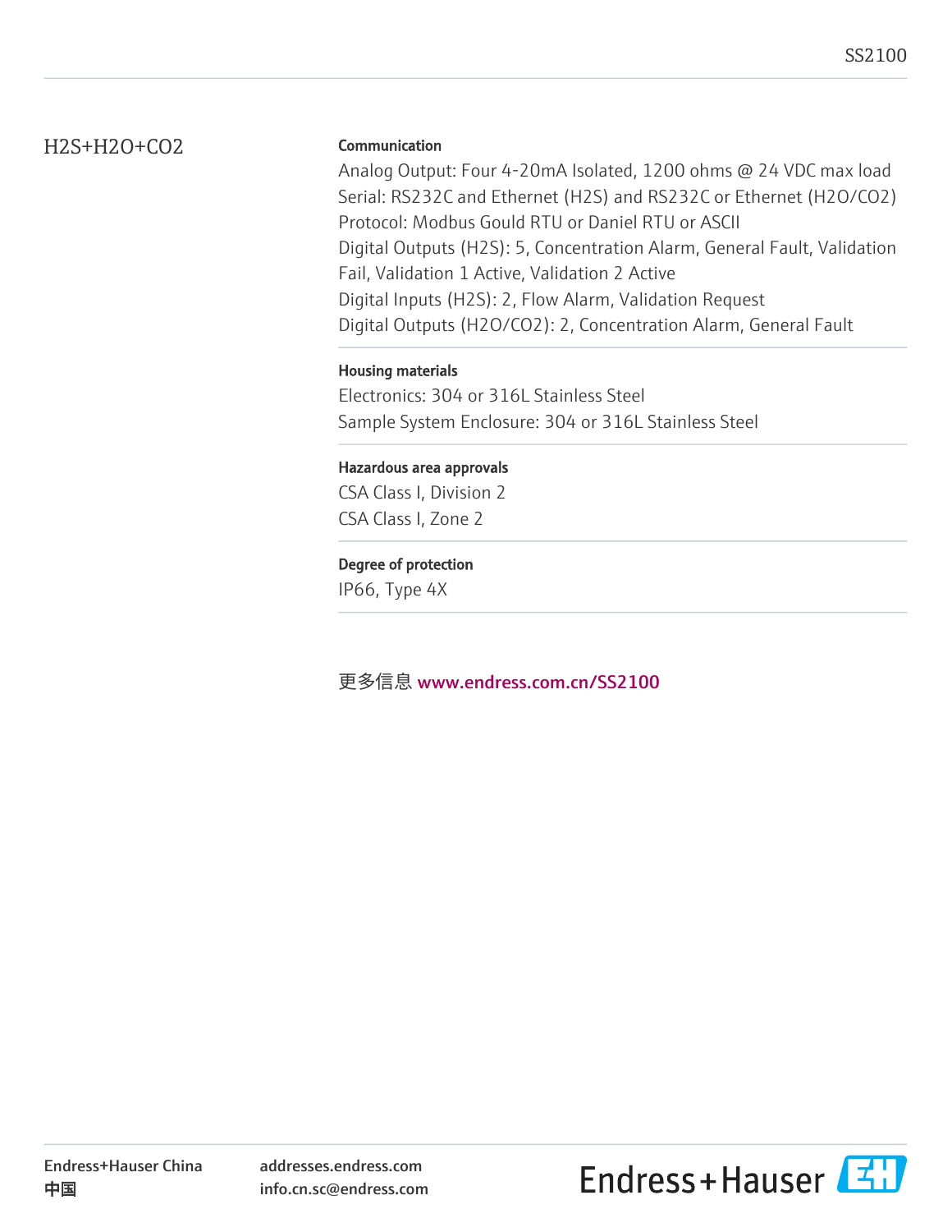## H2S+H2O+CO2

**Communication**

Analog Output: Four 4-20mA Isolated, 1200 ohms @ 24 VDC max load
Serial: RS232C and Ethernet (H2S) and RS232C or Ethernet (H2O/CO2)
Protocol: Modbus Gould RTU or Daniel RTU or ASCII
Digital Outputs (H2S): 5, Concentration Alarm, General Fault, Validation Fail, Validation 1 Active, Validation 2 Active
Digital Inputs (H2S): 2, Flow Alarm, Validation Request
Digital Outputs (H2O/CO2): 2, Concentration Alarm, General Fault

**Housing materials**

Electronics: 304 or 316L Stainless Steel
Sample System Enclosure: 304 or 316L Stainless Steel

**Hazardous area approvals**

CSA Class I, Division 2
CSA Class I, Zone 2

**Degree of protection**

IP66, Type 4X

更多信息 www.endress.com.cn/SS2100

Endress+Hauser China
中国

addresses.endress.com
info.cn.sc@endress.com

Endress+Hauser